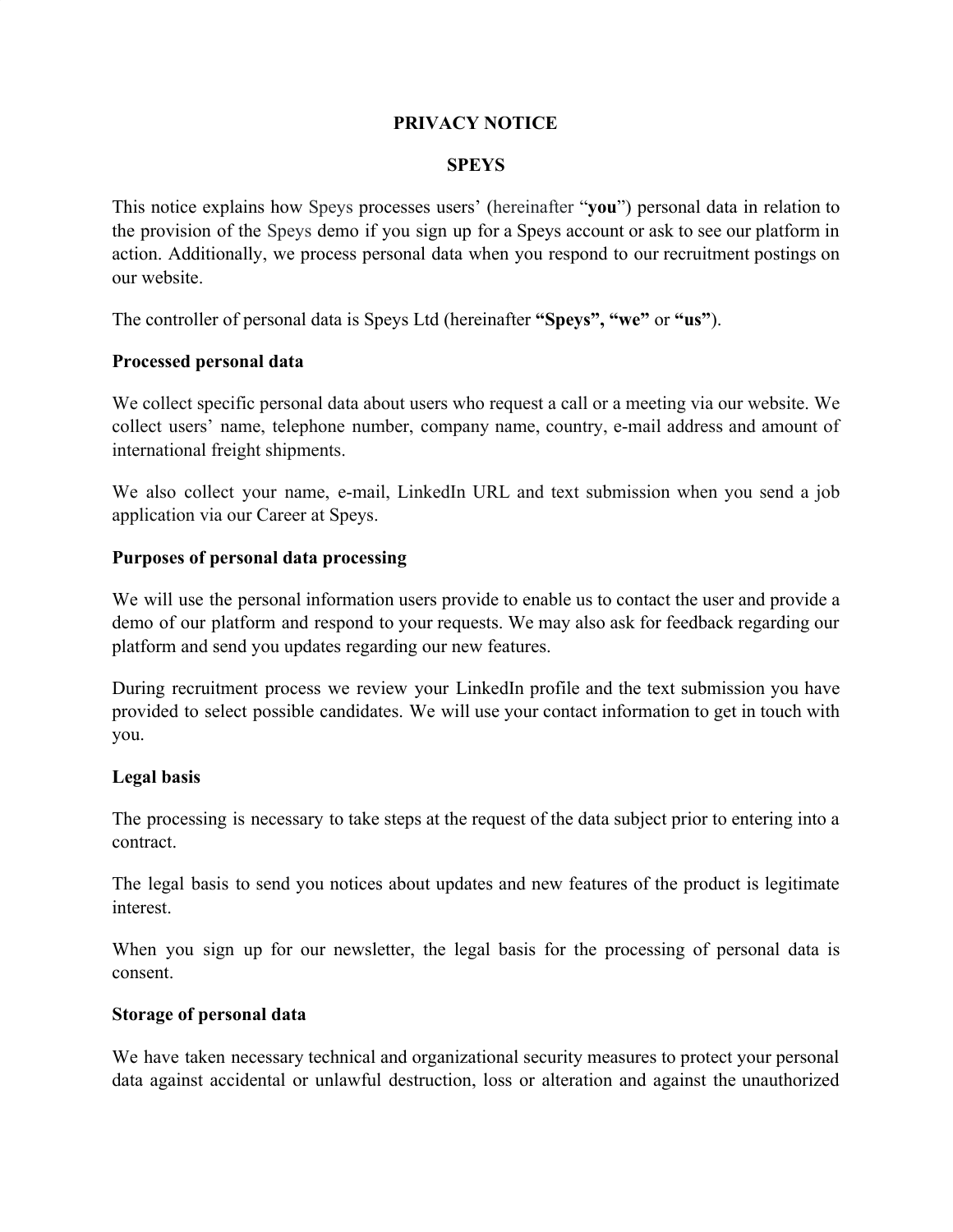# PRIVACY NOTICE

## SPEYS

This notice explains how Speys processes users' (hereinafter "**you**") personal data in relation to the provision of the Speys demo if you sign up for a Speys account or ask to see our platform in action. Additionally, we process personal data when you respond to our recruitment postings on our website.

The controller of personal data is Speys Ltd (hereinafter **"Speys", "we"** or **"us"**).

### Processed personal data

We collect specific personal data about users who request a call or a meeting via our website. We collect users' name, telephone number, company name, country, e-mail address and amount of international freight shipments.

We also collect your name, e-mail, LinkedIn URL and text submission when you send a job application via our Career at Speys.

### Purposes of personal data processing

We will use the personal information users provide to enable us to contact the user and provide a demo of our platform and respond to your requests. We may also ask for feedback regarding our platform and send you updates regarding our new features.

During recruitment process we review your LinkedIn profile and the text submission you have provided to select possible candidates. We will use your contact information to get in touch with you.

### Legal basis

The processing is necessary to take steps at the request of the data subject prior to entering into a contract.

The legal basis to send you notices about updates and new features of the product is legitimate interest.

When you sign up for our newsletter, the legal basis for the processing of personal data is consent.

### Storage of personal data

We have taken necessary technical and organizational security measures to protect your personal data against accidental or unlawful destruction, loss or alteration and against the unauthorized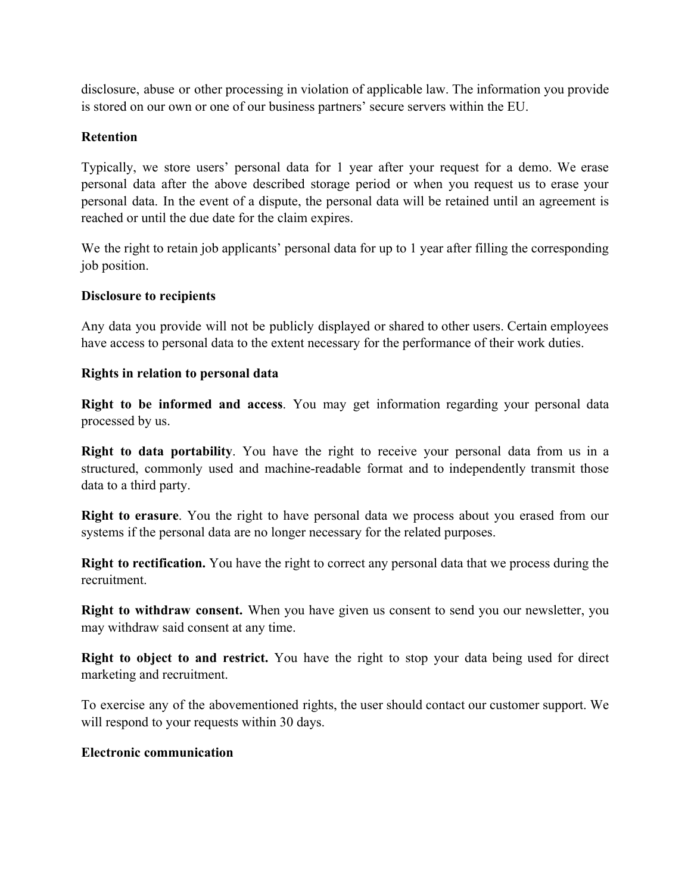disclosure, abuse or other processing in violation of applicable law. The information you provide is stored on our own or one of our business partners' secure servers within the EU.

**Retention**

Typically, we store users' personal data for 1 year after your request for a demo. We erase personal data after the above described storage period or when you request us to erase your personal data. In the event of a dispute, the personal data will be retained until an agreement is reached or until the due date for the claim expires.

We the right to retain job applicants' personal data for up to 1 year after filling the corresponding job position.

**Disclosure to recipients**

Any data you provide will not be publicly displayed or shared to other users. Certain employees have access to personal data to the extent necessary for the performance of their work duties.

**Rights in relation to personal data**

**Right to be informed and access**. You may get information regarding your personal data processed by us.

**Right to data portability**. You have the right to receive your personal data from us in a structured, commonly used and machine-readable format and to independently transmit those data to a third party.

**Right to erasure**. You the right to have personal data we process about you erased from our systems if the personal data are no longer necessary for the related purposes.

**Right to rectification.** You have the right to correct any personal data that we process during the recruitment.

**Right to withdraw consent.** When you have given us consent to send you our newsletter, you may withdraw said consent at any time.

**Right to object to and restrict.** You have the right to stop your data being used for direct marketing and recruitment.

To exercise any of the abovementioned rights, the user should contact our customer support. We will respond to your requests within 30 days.

**Electronic communication**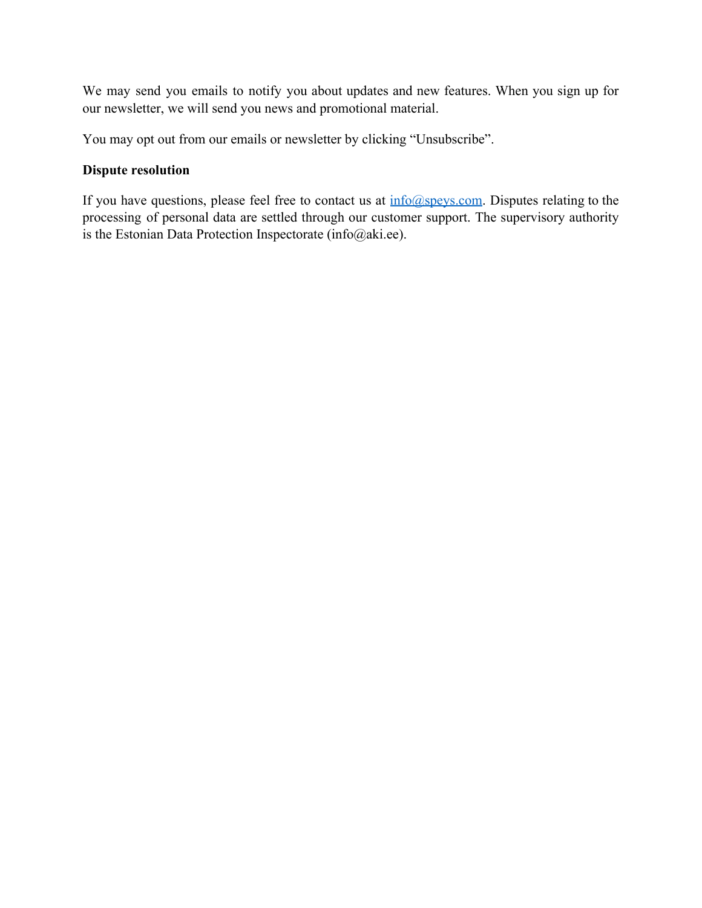We may send you emails to notify you about updates and new features. When you sign up for our newsletter, we will send you news and promotional material.

You may opt out from our emails or newsletter by clicking “Unsubscribe”.

**Dispute resolution**

If you have questions, please feel free to contact us at [info@speys.com](mailto:info@speys.com). Disputes relating to the processing of personal data are settled through our customer support. The supervisory authority is the Estonian Data Protection Inspectorate (info@aki.ee).